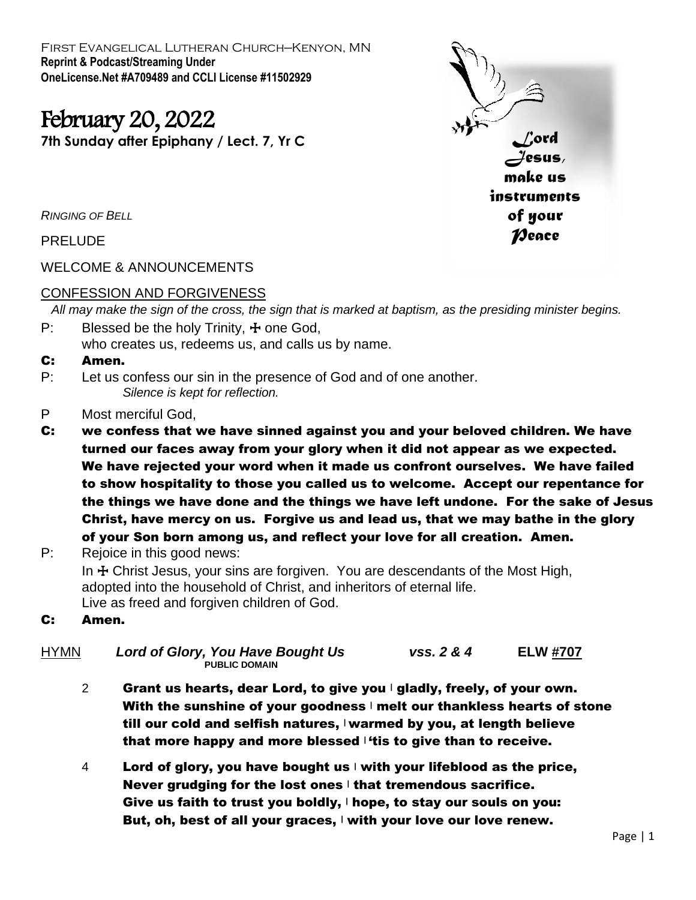First Evangelical Lutheran Church–Kenyon, MN
**Reprint & Podcast/Streaming Under**
**OneLicense.Net #A709489 and CCLI License #11502929**

# February 20, 2022

**7th Sunday after Epiphany / Lect. 7, Yr C**

*Lord Jesus, make us instruments of your Peace*

*RINGING OF BELL*

PRELUDE

WELCOME & ANNOUNCEMENTS

## CONFESSION AND FORGIVENESS

*All may make the sign of the cross, the sign that is marked at baptism, as the presiding minister begins.*

P: Blessed be the holy Trinity, ☩ one God,
who creates us, redeems us, and calls us by name.

**C: Amen.**

P: Let us confess our sin in the presence of God and of one another.
*Silence is kept for reflection.*

P Most merciful God,

**C: we confess that we have sinned against you and your beloved children. We have turned our faces away from your glory when it did not appear as we expected. We have rejected your word when it made us confront ourselves. We have failed to show hospitality to those you called us to welcome. Accept our repentance for the things we have done and the things we have left undone. For the sake of Jesus Christ, have mercy on us. Forgive us and lead us, that we may bathe in the glory of your Son born among us, and reflect your love for all creation. Amen.**

P: Rejoice in this good news:
In ☩ Christ Jesus, your sins are forgiven. You are descendants of the Most High, adopted into the household of Christ, and inheritors of eternal life.
Live as freed and forgiven children of God.

**C: Amen.**

HYMN ***Lord of Glory, You Have Bought Us*** *vss. 2 & 4* **ELW #707**
**PUBLIC DOMAIN**

2 **Grant us hearts, dear Lord, to give you | gladly, freely, of your own.**
**With the sunshine of your goodness | melt our thankless hearts of stone**
**till our cold and selfish natures, | warmed by you, at length believe**
**that more happy and more blessed | 'tis to give than to receive.**

4 **Lord of glory, you have bought us | with your lifeblood as the price,**
**Never grudging for the lost ones | that tremendous sacrifice.**
**Give us faith to trust you boldly, | hope, to stay our souls on you:**
**But, oh, best of all your graces, | with your love our love renew.**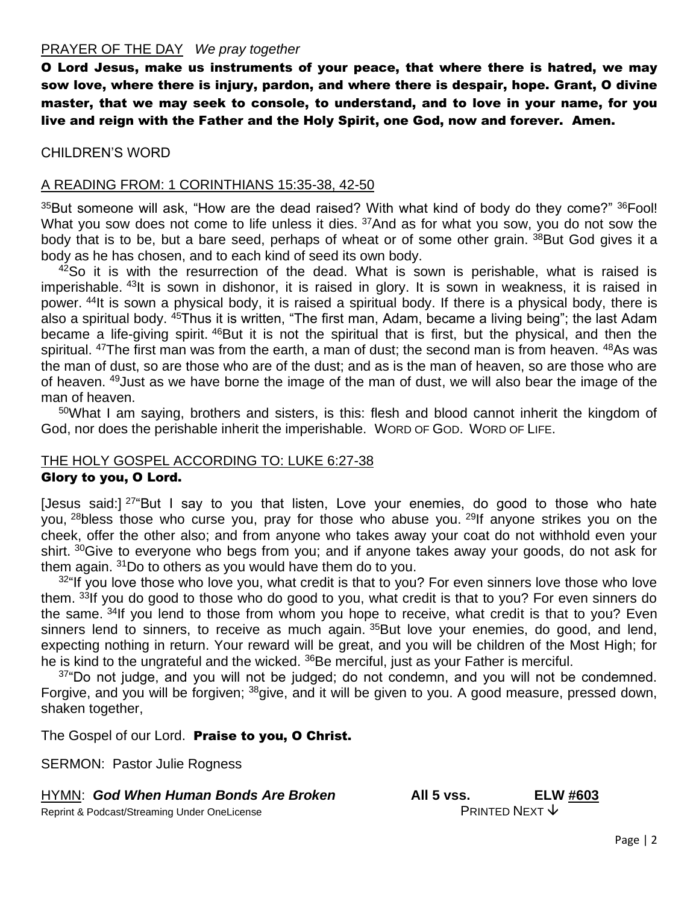PRAYER OF THE DAY *We pray together*

**O Lord Jesus, make us instruments of your peace, that where there is hatred, we may sow love, where there is injury, pardon, and where there is despair, hope. Grant, O divine master, that we may seek to console, to understand, and to love in your name, for you live and reign with the Father and the Holy Spirit, one God, now and forever. Amen.**

CHILDREN'S WORD

A READING FROM: 1 CORINTHIANS 15:35-38, 42-50

[35]But someone will ask, "How are the dead raised? With what kind of body do they come?" [36]Fool! What you sow does not come to life unless it dies. [37]And as for what you sow, you do not sow the body that is to be, but a bare seed, perhaps of wheat or of some other grain. [38]But God gives it a body as he has chosen, and to each kind of seed its own body.

[42]So it is with the resurrection of the dead. What is sown is perishable, what is raised is imperishable. [43]It is sown in dishonor, it is raised in glory. It is sown in weakness, it is raised in power. [44]It is sown a physical body, it is raised a spiritual body. If there is a physical body, there is also a spiritual body. [45]Thus it is written, "The first man, Adam, became a living being"; the last Adam became a life-giving spirit. [46]But it is not the spiritual that is first, but the physical, and then the spiritual. [47]The first man was from the earth, a man of dust; the second man is from heaven. [48]As was the man of dust, so are those who are of the dust; and as is the man of heaven, so are those who are of heaven. [49]Just as we have borne the image of the man of dust, we will also bear the image of the man of heaven.

[50]What I am saying, brothers and sisters, is this: flesh and blood cannot inherit the kingdom of God, nor does the perishable inherit the imperishable. WORD OF GOD. WORD OF LIFE.

THE HOLY GOSPEL ACCORDING TO: LUKE 6:27-38

**Glory to you, O Lord.**

[Jesus said:] [27]"But I say to you that listen, Love your enemies, do good to those who hate you, [28]bless those who curse you, pray for those who abuse you. [29]If anyone strikes you on the cheek, offer the other also; and from anyone who takes away your coat do not withhold even your shirt. [30]Give to everyone who begs from you; and if anyone takes away your goods, do not ask for them again. [31]Do to others as you would have them do to you.

[32]"If you love those who love you, what credit is that to you? For even sinners love those who love them. [33]If you do good to those who do good to you, what credit is that to you? For even sinners do the same. [34]If you lend to those from whom you hope to receive, what credit is that to you? Even sinners lend to sinners, to receive as much again. [35]But love your enemies, do good, and lend, expecting nothing in return. Your reward will be great, and you will be children of the Most High; for he is kind to the ungrateful and the wicked. [36]Be merciful, just as your Father is merciful.

[37]"Do not judge, and you will not be judged; do not condemn, and you will not be condemned. Forgive, and you will be forgiven; [38]give, and it will be given to you. A good measure, pressed down, shaken together,

The Gospel of our Lord. **Praise to you, O Christ.**

SERMON: Pastor Julie Rogness

HYMN: ***God When Human Bonds Are Broken*** **All 5 vss.** **ELW #603**

Reprint & Podcast/Streaming Under OneLicense PRINTED NEXT ↓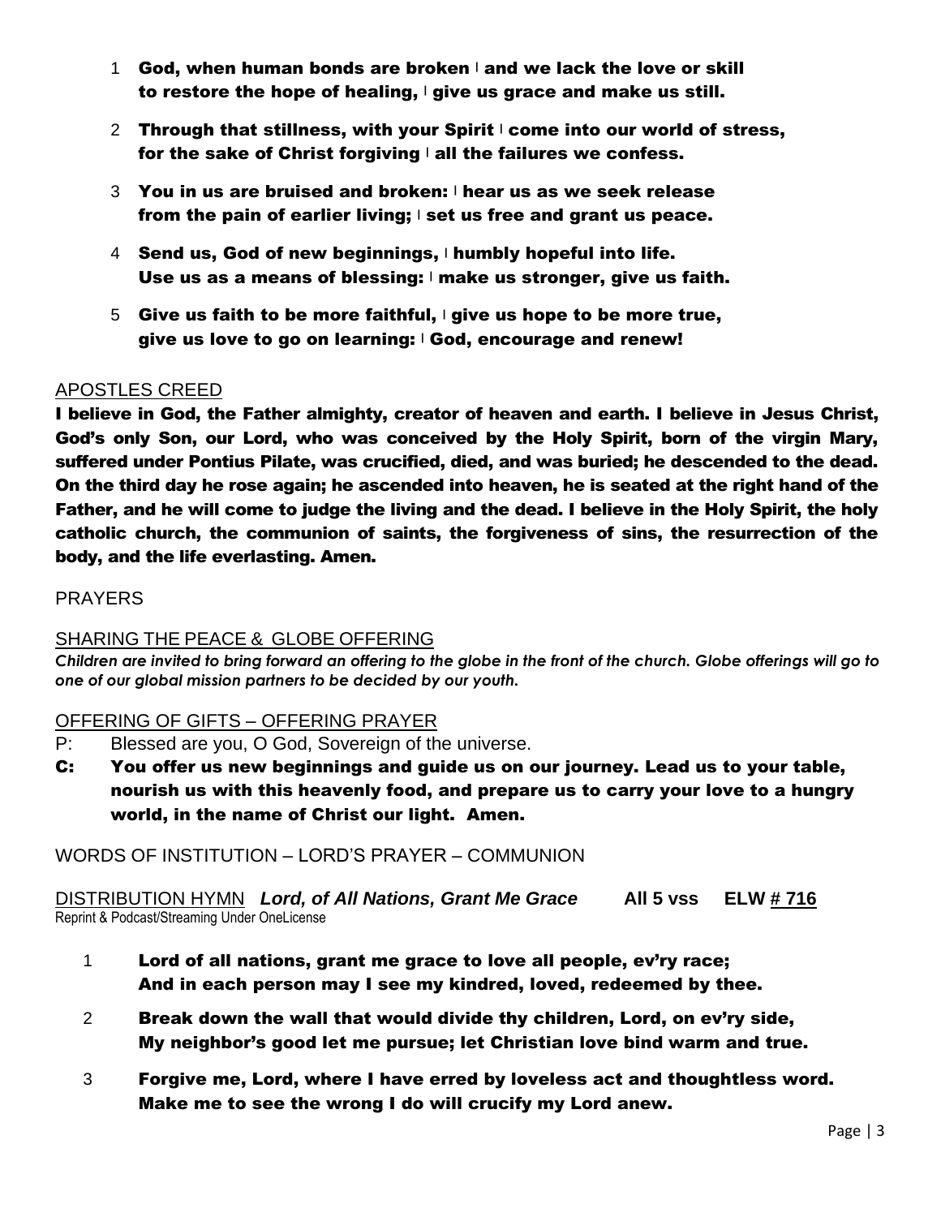1 **God, when human bonds are broken ǀ and we lack the love or skill to restore the hope of healing, ǀ give us grace and make us still.**

2 **Through that stillness, with your Spirit ǀ come into our world of stress, for the sake of Christ forgiving ǀ all the failures we confess.**

3 **You in us are bruised and broken: ǀ hear us as we seek release from the pain of earlier living; ǀ set us free and grant us peace.**

4 **Send us, God of new beginnings, ǀ humbly hopeful into life. Use us as a means of blessing: ǀ make us stronger, give us faith.**

5 **Give us faith to be more faithful, ǀ give us hope to be more true, give us love to go on learning: ǀ God, encourage and renew!**

APOSTLES CREED

**I believe in God, the Father almighty, creator of heaven and earth. I believe in Jesus Christ, God's only Son, our Lord, who was conceived by the Holy Spirit, born of the virgin Mary, suffered under Pontius Pilate, was crucified, died, and was buried; he descended to the dead. On the third day he rose again; he ascended into heaven, he is seated at the right hand of the Father, and he will come to judge the living and the dead. I believe in the Holy Spirit, the holy catholic church, the communion of saints, the forgiveness of sins, the resurrection of the body, and the life everlasting. Amen.**

PRAYERS

SHARING THE PEACE & GLOBE OFFERING

***Children are invited to bring forward an offering to the globe in the front of the church. Globe offerings will go to one of our global mission partners to be decided by our youth.***

OFFERING OF GIFTS – OFFERING PRAYER

P: Blessed are you, O God, Sovereign of the universe.

**C: You offer us new beginnings and guide us on our journey. Lead us to your table, nourish us with this heavenly food, and prepare us to carry your love to a hungry world, in the name of Christ our light. Amen.**

WORDS OF INSTITUTION – LORD'S PRAYER – COMMUNION

DISTRIBUTION HYMN ***Lord, of All Nations, Grant Me Grace*** **All 5 vss ELW # 716**

Reprint & Podcast/Streaming Under OneLicense

1 **Lord of all nations, grant me grace to love all people, ev'ry race; And in each person may I see my kindred, loved, redeemed by thee.**

2 **Break down the wall that would divide thy children, Lord, on ev'ry side, My neighbor's good let me pursue; let Christian love bind warm and true.**

3 **Forgive me, Lord, where I have erred by loveless act and thoughtless word. Make me to see the wrong I do will crucify my Lord anew.**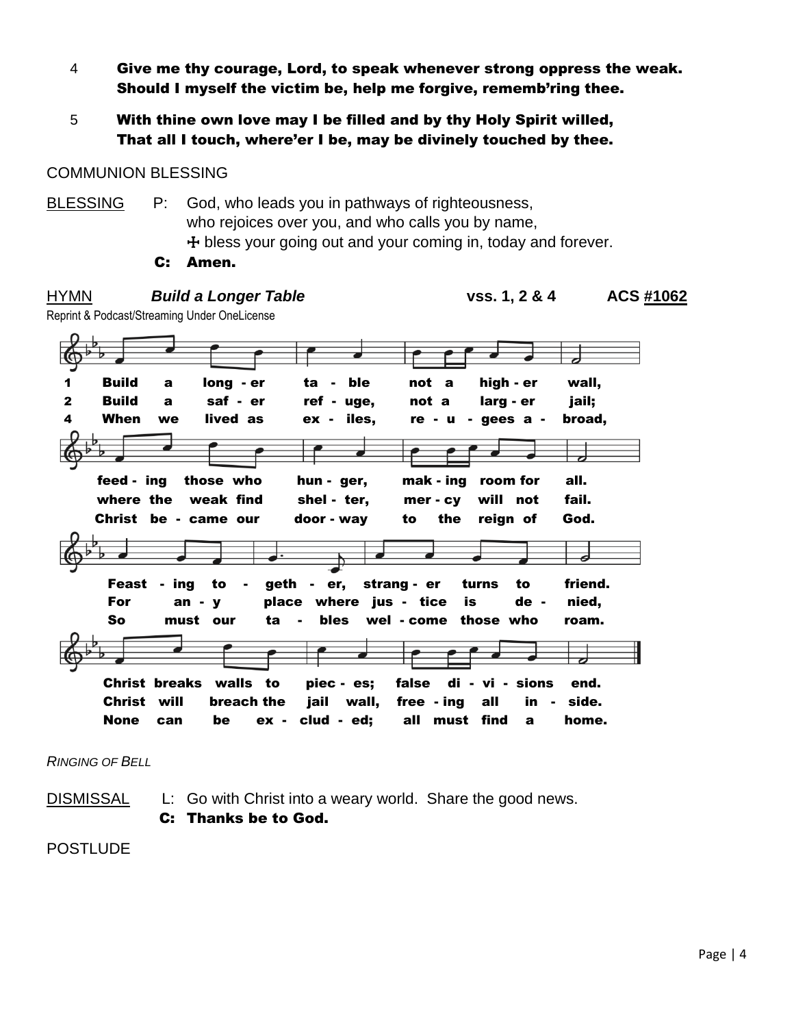4 **Give me thy courage, Lord, to speak whenever strong oppress the weak. Should I myself the victim be, help me forgive, rememb'ring thee.**

5 **With thine own love may I be filled and by thy Holy Spirit willed, That all I touch, where'er I be, may be divinely touched by thee.**

COMMUNION BLESSING

BLESSING P: God, who leads you in pathways of righteousness, who rejoices over you, and who calls you by name, ☩ bless your going out and your coming in, today and forever.

**C: Amen.**

HYMN ***Build a Longer Table*** **vss. 1, 2 & 4** **ACS #1062**

Reprint & Podcast/Streaming Under OneLicense

1 **Build a longer table not a higher wall, feeding those who hunger, making room for all. Feasting together, stranger turns to friend. Christ breaks walls to pieces; false divisions end.**

2 **Build a safer refuge, not a larger jail; where the weak find shelter, mercy will not fail. For any place where justice is denied, Christ will breach the jail wall, freeing all inside.**

4 **When we lived as exiles, refugees abroad, Christ became our doorway to the reign of God. So must our tables welcome those who roam. None can be excluded; all must find a home.**

*RINGING OF BELL*

DISMISSAL L: Go with Christ into a weary world. Share the good news.

**C: Thanks be to God.**

POSTLUDE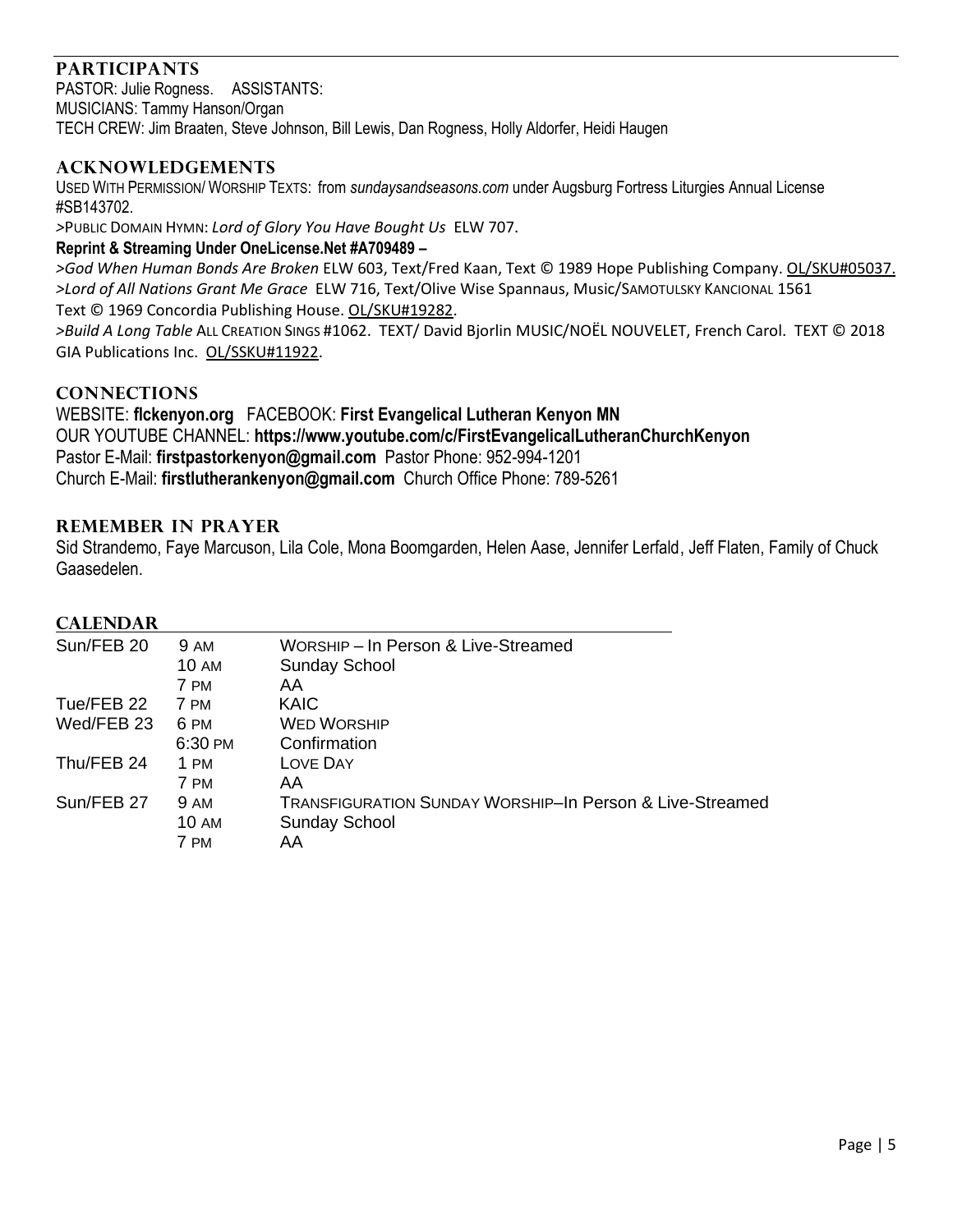## PARTICIPANTS

PASTOR: Julie Rogness. ASSISTANTS:
MUSICIANS: Tammy Hanson/Organ
TECH CREW: Jim Braaten, Steve Johnson, Bill Lewis, Dan Rogness, Holly Aldorfer, Heidi Haugen

## ACKNOWLEDGEMENTS

USED WITH PERMISSION/ WORSHIP TEXTS: from *sundaysandseasons.com* under Augsburg Fortress Liturgies Annual License #SB143702.

>PUBLIC DOMAIN HYMN: *Lord of Glory You Have Bought Us* ELW 707.

**Reprint & Streaming Under OneLicense.Net #A709489 –**

>*God When Human Bonds Are Broken* ELW 603, Text/Fred Kaan, Text © 1989 Hope Publishing Company. OL/SKU#05037.
>*Lord of All Nations Grant Me Grace* ELW 716, Text/Olive Wise Spannaus, Music/SAMOTULSKY KANCIONAL 1561
Text © 1969 Concordia Publishing House. OL/SKU#19282.
>*Build A Long Table* ALL CREATION SINGS #1062. TEXT/ David Bjorlin MUSIC/NOËL NOUVELET, French Carol. TEXT © 2018 GIA Publications Inc. OL/SSKU#11922.

## CONNECTIONS

WEBSITE: **flckenyon.org** FACEBOOK: **First Evangelical Lutheran Kenyon MN**
OUR YOUTUBE CHANNEL: **https://www.youtube.com/c/FirstEvangelicalLutheranChurchKenyon**
Pastor E-Mail: **firstpastorkenyon@gmail.com** Pastor Phone: 952-994-1201
Church E-Mail: **firstlutherankenyon@gmail.com** Church Office Phone: 789-5261

## REMEMBER IN PRAYER

Sid Strandemo, Faye Marcuson, Lila Cole, Mona Boomgarden, Helen Aase, Jennifer Lerfald, Jeff Flaten, Family of Chuck Gaasedelen.

## CALENDAR

| | | |
|---|---|---|
| Sun/FEB 20 | 9 AM | WORSHIP – In Person & Live-Streamed |
| | 10 AM | Sunday School |
| | 7 PM | AA |
| Tue/FEB 22 | 7 PM | KAIC |
| Wed/FEB 23 | 6 PM | WED WORSHIP |
| | 6:30 PM | Confirmation |
| Thu/FEB 24 | 1 PM | LOVE DAY |
| | 7 PM | AA |
| Sun/FEB 27 | 9 AM | TRANSFIGURATION SUNDAY WORSHIP–In Person & Live-Streamed |
| | 10 AM | Sunday School |
| | 7 PM | AA |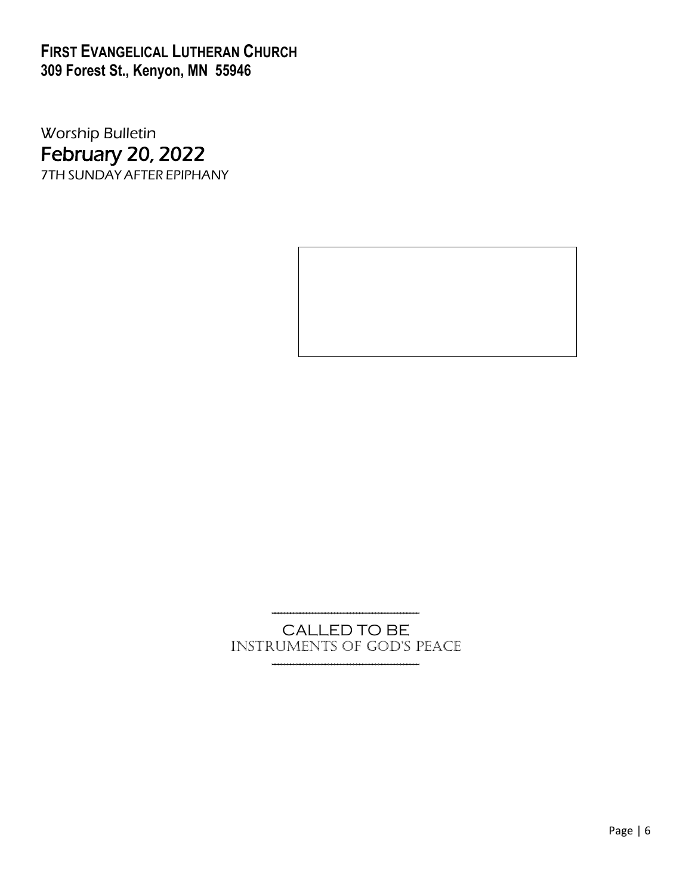**FIRST EVANGELICAL LUTHERAN CHURCH**
**309 Forest St., Kenyon, MN 55946**

Worship Bulletin
February 20, 2022
7TH SUNDAY AFTER EPIPHANY

---

CALLED TO BE
INSTRUMENTS OF GOD'S PEACE

---